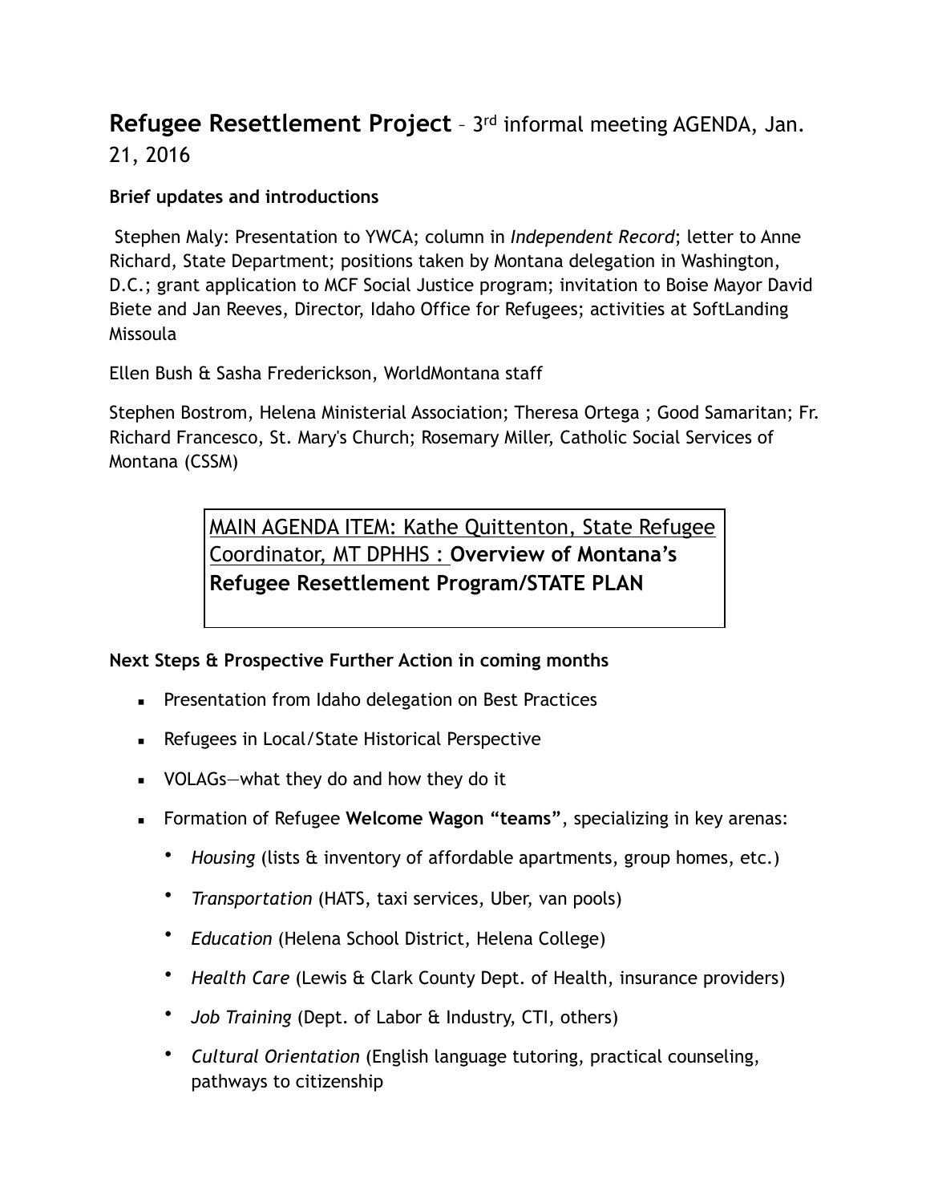# **Refugee Resettlement Project** – 3rd informal meeting AGENDA, Jan. 21, 2016

**Brief updates and introductions**

Stephen Maly: Presentation to YWCA; column in *Independent Record*; letter to Anne Richard, State Department; positions taken by Montana delegation in Washington, D.C.; grant application to MCF Social Justice program; invitation to Boise Mayor David Biete and Jan Reeves, Director, Idaho Office for Refugees; activities at SoftLanding Missoula

Ellen Bush & Sasha Frederickson, WorldMontana staff

Stephen Bostrom, Helena Ministerial Association; Theresa Ortega ; Good Samaritan; Fr. Richard Francesco, St. Mary's Church; Rosemary Miller, Catholic Social Services of Montana (CSSM)

MAIN AGENDA ITEM: Kathe Quittenton, State Refugee Coordinator, MT DPHHS : **Overview of Montana's Refugee Resettlement Program/STATE PLAN**

**Next Steps & Prospective Further Action in coming months**

- Presentation from Idaho delegation on Best Practices
- Refugees in Local/State Historical Perspective
- VOLAGs—what they do and how they do it
- Formation of Refugee **Welcome Wagon "teams"**, specializing in key arenas:
  - *Housing* (lists & inventory of affordable apartments, group homes, etc.)
  - *Transportation* (HATS, taxi services, Uber, van pools)
  - *Education* (Helena School District, Helena College)
  - *Health Care* (Lewis & Clark County Dept. of Health, insurance providers)
  - *Job Training* (Dept. of Labor & Industry, CTI, others)
  - *Cultural Orientation* (English language tutoring, practical counseling, pathways to citizenship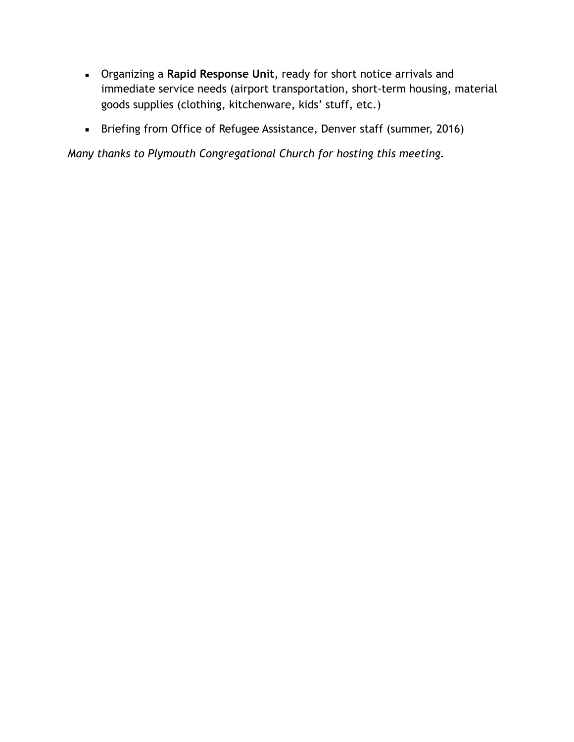- Organizing a **Rapid Response Unit**, ready for short notice arrivals and immediate service needs (airport transportation, short-term housing, material goods supplies (clothing, kitchenware, kids' stuff, etc.)
- Briefing from Office of Refugee Assistance, Denver staff (summer, 2016)

*Many thanks to Plymouth Congregational Church for hosting this meeting.*